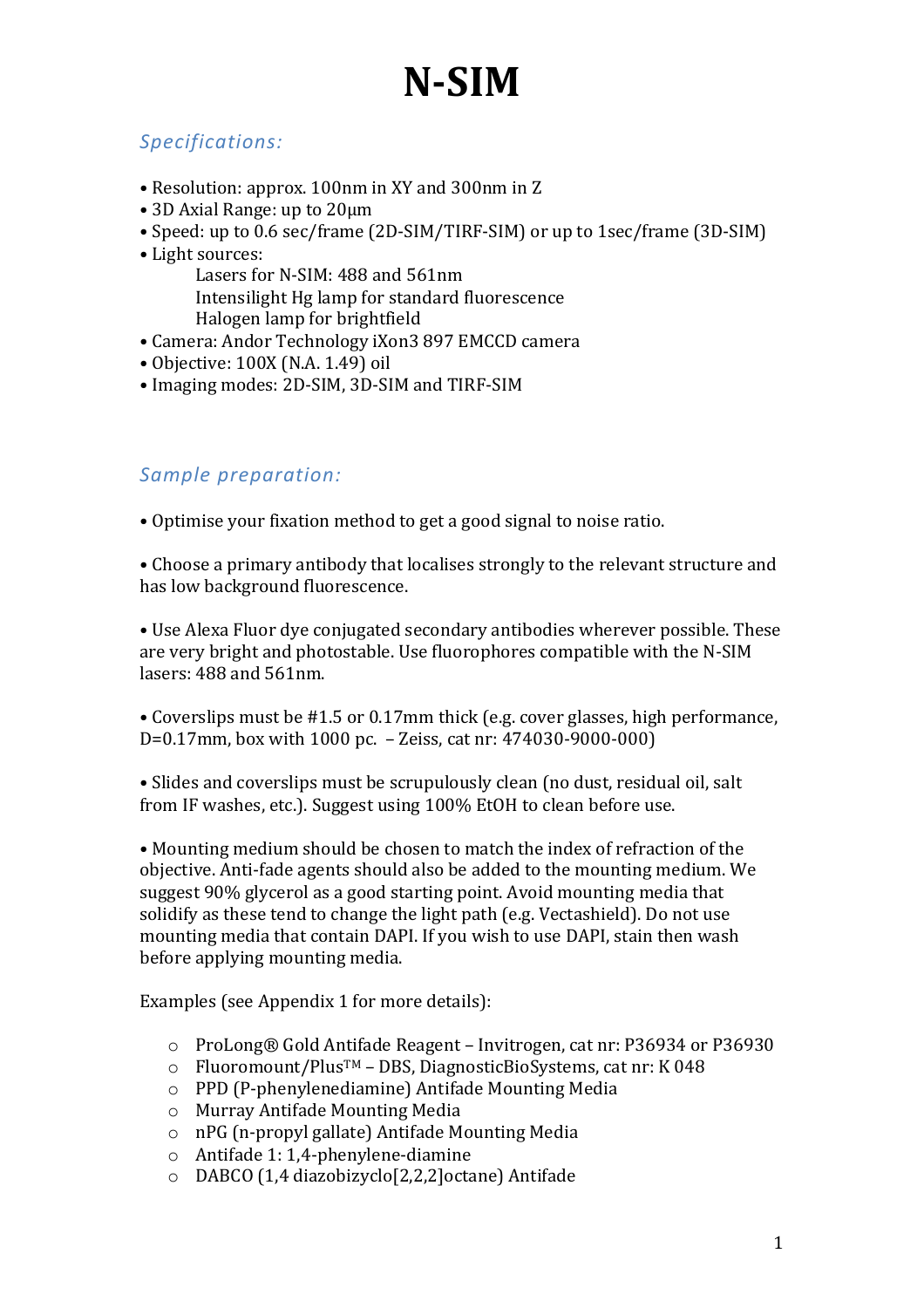# N-SIM

## *Specifications:*

- Resolution: approx. 100nm in XY and 300nm in Z
- 3D Axial Range: up to 20μm
- Speed: up to 0.6 sec/frame (2D-SIM/TIRF-SIM) or up to 1sec/frame (3D-SIM)
- Light sources:
  - Lasers for N-SIM: 488 and 561nm
  - Intensilight Hg lamp for standard fluorescence
  - Halogen lamp for brightfield
- Camera: Andor Technology iXon3 897 EMCCD camera
- Objective: 100X (N.A. 1.49) oil
- Imaging modes: 2D-SIM, 3D-SIM and TIRF-SIM

## *Sample preparation:*

- Optimise your fixation method to get a good signal to noise ratio.

- Choose a primary antibody that localises strongly to the relevant structure and has low background fluorescence.

- Use Alexa Fluor dye conjugated secondary antibodies wherever possible. These are very bright and photostable. Use fluorophores compatible with the N-SIM lasers: 488 and 561nm.

- Coverslips must be #1.5 or 0.17mm thick (e.g. cover glasses, high performance, D=0.17mm, box with 1000 pc. – Zeiss, cat nr: 474030-9000-000)

- Slides and coverslips must be scrupulously clean (no dust, residual oil, salt from IF washes, etc.). Suggest using 100% EtOH to clean before use.

- Mounting medium should be chosen to match the index of refraction of the objective. Anti-fade agents should also be added to the mounting medium. We suggest 90% glycerol as a good starting point. Avoid mounting media that solidify as these tend to change the light path (e.g. Vectashield). Do not use mounting media that contain DAPI. If you wish to use DAPI, stain then wash before applying mounting media.

Examples (see Appendix 1 for more details):

- ProLong® Gold Antifade Reagent – Invitrogen, cat nr: P36934 or P36930
- Fluoromount/Plus™ – DBS, DiagnosticBioSystems, cat nr: K 048
- PPD (P-phenylenediamine) Antifade Mounting Media
- Murray Antifade Mounting Media
- nPG (n-propyl gallate) Antifade Mounting Media
- Antifade 1: 1,4-phenylene-diamine
- DABCO (1,4 diazobizyclo[2,2,2]octane) Antifade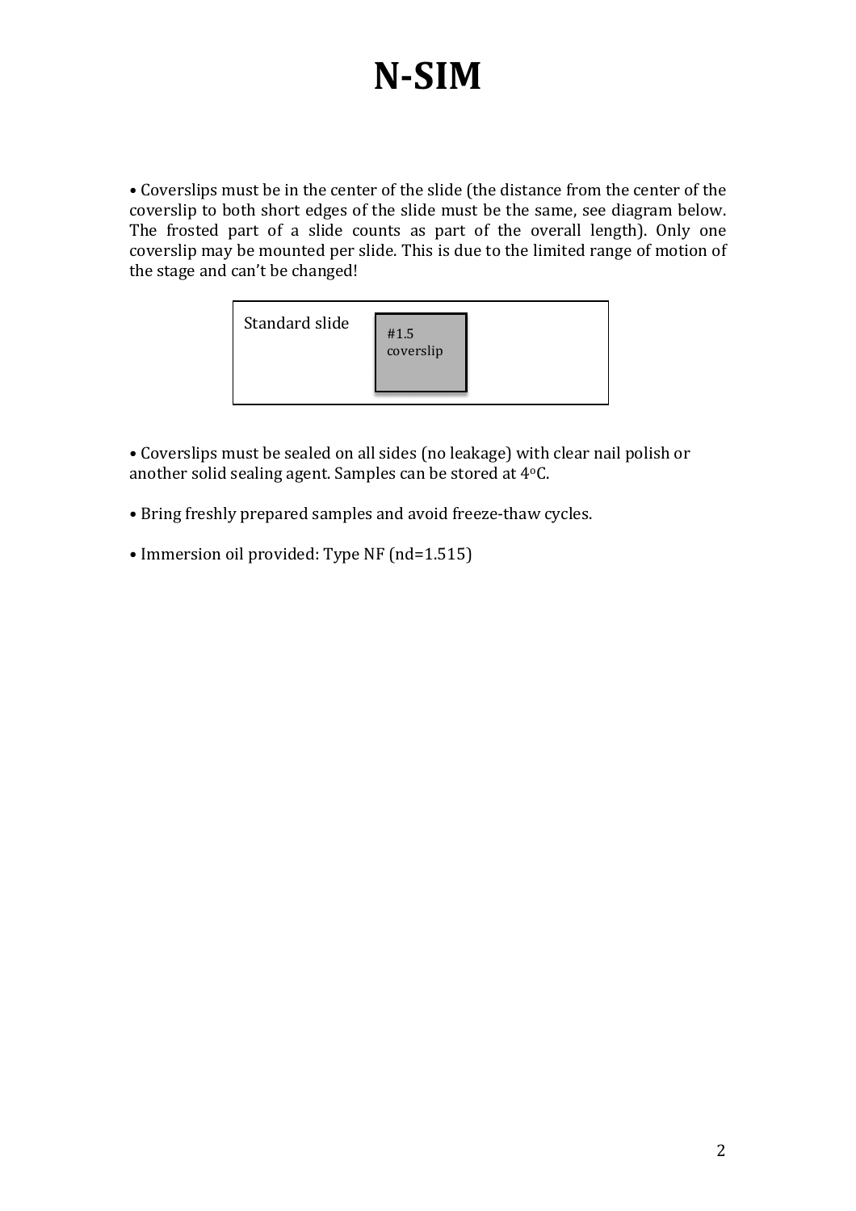# N-SIM

• Coverslips must be in the center of the slide (the distance from the center of the coverslip to both short edges of the slide must be the same, see diagram below. The frosted part of a slide counts as part of the overall length). Only one coverslip may be mounted per slide. This is due to the limited range of motion of the stage and can't be changed!

Standard slide

#1.5 coverslip

• Coverslips must be sealed on all sides (no leakage) with clear nail polish or another solid sealing agent. Samples can be stored at 4$^{o}$C.

• Bring freshly prepared samples and avoid freeze-thaw cycles.

• Immersion oil provided: Type NF (nd=1.515)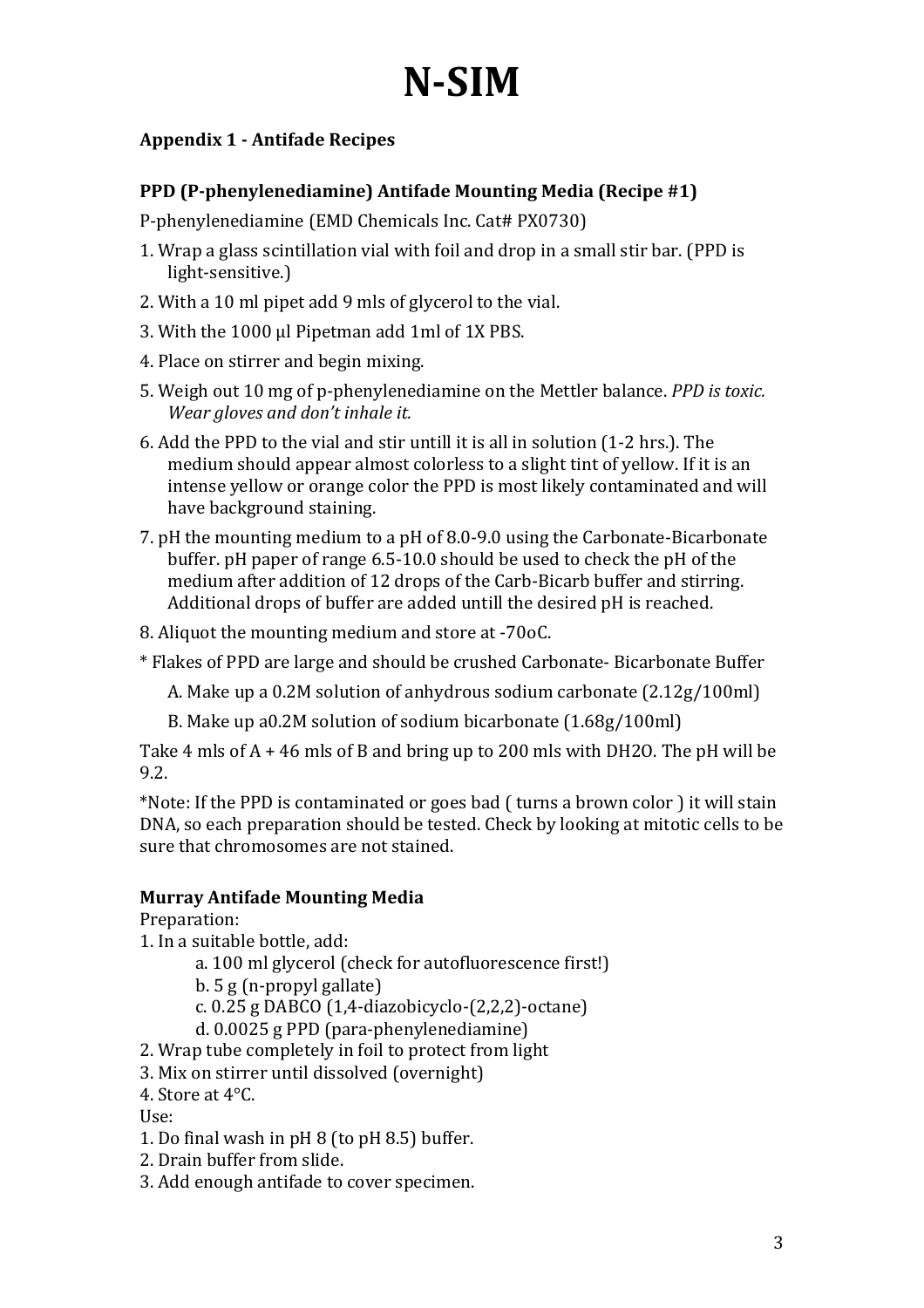# N-SIM

**Appendix 1 - Antifade Recipes**

**PPD (P-phenylenediamine) Antifade Mounting Media (Recipe #1)**

P-phenylenediamine (EMD Chemicals Inc. Cat# PX0730)

1. Wrap a glass scintillation vial with foil and drop in a small stir bar. (PPD is light-sensitive.)
2. With a 10 ml pipet add 9 mls of glycerol to the vial.
3. With the 1000 µl Pipetman add 1ml of 1X PBS.
4. Place on stirrer and begin mixing.
5. Weigh out 10 mg of p-phenylenediamine on the Mettler balance. *PPD is toxic. Wear gloves and don't inhale it.*
6. Add the PPD to the vial and stir untill it is all in solution (1-2 hrs.). The medium should appear almost colorless to a slight tint of yellow. If it is an intense yellow or orange color the PPD is most likely contaminated and will have background staining.
7. pH the mounting medium to a pH of 8.0-9.0 using the Carbonate-Bicarbonate buffer. pH paper of range 6.5-10.0 should be used to check the pH of the medium after addition of 12 drops of the Carb-Bicarb buffer and stirring. Additional drops of buffer are added untill the desired pH is reached.
8. Aliquot the mounting medium and store at -70oC.

\* Flakes of PPD are large and should be crushed Carbonate- Bicarbonate Buffer

A. Make up a 0.2M solution of anhydrous sodium carbonate (2.12g/100ml)

B. Make up a0.2M solution of sodium bicarbonate (1.68g/100ml)

Take 4 mls of A + 46 mls of B and bring up to 200 mls with DH2O. The pH will be 9.2.

\*Note: If the PPD is contaminated or goes bad ( turns a brown color ) it will stain DNA, so each preparation should be tested. Check by looking at mitotic cells to be sure that chromosomes are not stained.

**Murray Antifade Mounting Media**

Preparation:

1. In a suitable bottle, add:
   a. 100 ml glycerol (check for autofluorescence first!)
   b. 5 g (n-propyl gallate)
   c. 0.25 g DABCO (1,4-diazobicyclo-(2,2,2)-octane)
   d. 0.0025 g PPD (para-phenylenediamine)
2. Wrap tube completely in foil to protect from light
3. Mix on stirrer until dissolved (overnight)
4. Store at 4°C.

Use:

1. Do final wash in pH 8 (to pH 8.5) buffer.
2. Drain buffer from slide.
3. Add enough antifade to cover specimen.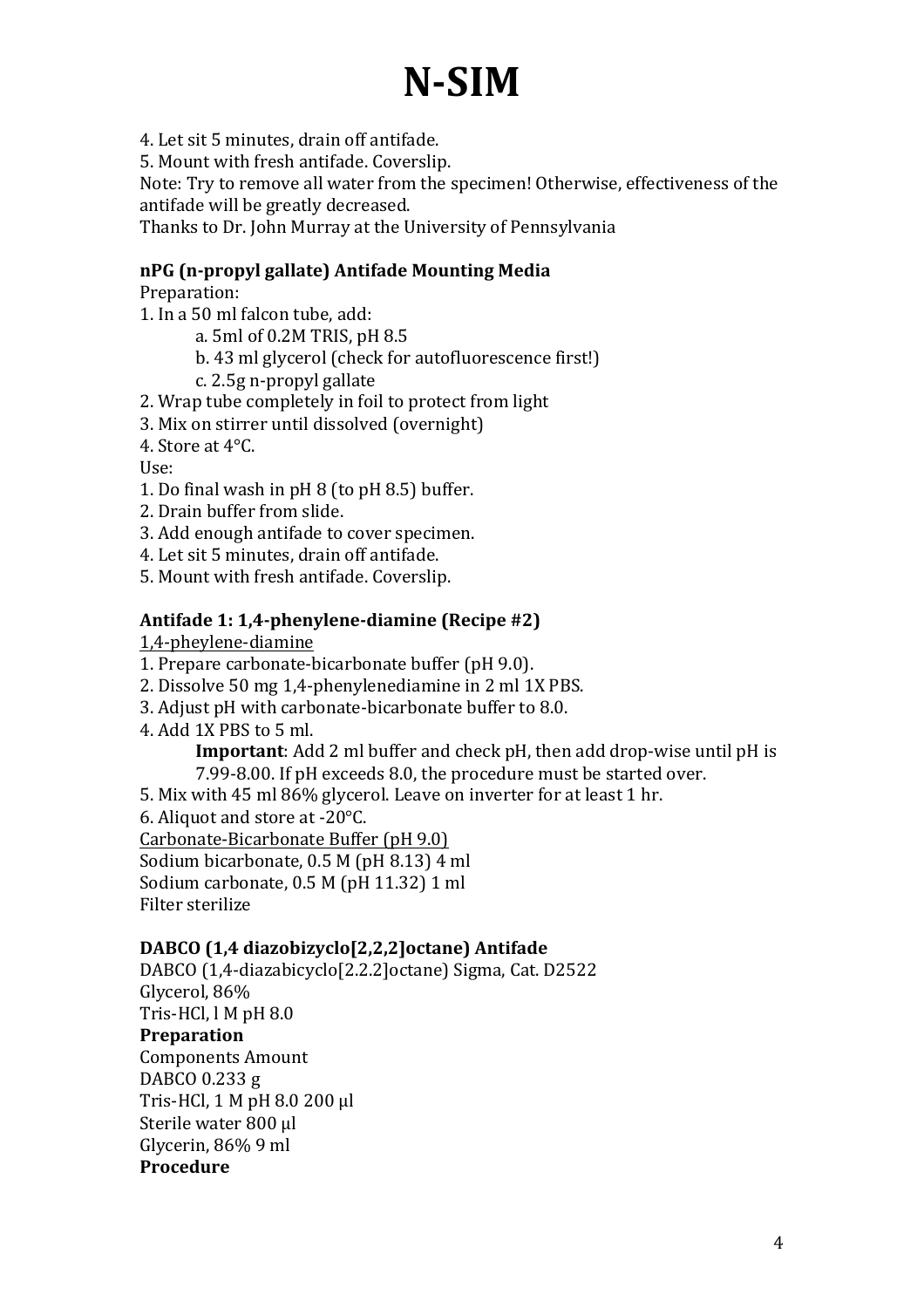4. Let sit 5 minutes, drain off antifade.
5. Mount with fresh antifade. Coverslip.
Note: Try to remove all water from the specimen! Otherwise, effectiveness of the antifade will be greatly decreased.
Thanks to Dr. John Murray at the University of Pennsylvania

**nPG (n-propyl gallate) Antifade Mounting Media**
Preparation:
1. In a 50 ml falcon tube, add:
    a. 5ml of 0.2M TRIS, pH 8.5
    b. 43 ml glycerol (check for autofluorescence first!)
    c. 2.5g n-propyl gallate
2. Wrap tube completely in foil to protect from light
3. Mix on stirrer until dissolved (overnight)
4. Store at 4°C.
Use:
1. Do final wash in pH 8 (to pH 8.5) buffer.
2. Drain buffer from slide.
3. Add enough antifade to cover specimen.
4. Let sit 5 minutes, drain off antifade.
5. Mount with fresh antifade. Coverslip.

**Antifade 1: 1,4-phenylene-diamine (Recipe #2)**
1,4-pheylene-diamine
1. Prepare carbonate-bicarbonate buffer (pH 9.0).
2. Dissolve 50 mg 1,4-phenylenediamine in 2 ml 1X PBS.
3. Adjust pH with carbonate-bicarbonate buffer to 8.0.
4. Add 1X PBS to 5 ml.
    **Important**: Add 2 ml buffer and check pH, then add drop-wise until pH is 7.99-8.00. If pH exceeds 8.0, the procedure must be started over.
5. Mix with 45 ml 86% glycerol. Leave on inverter for at least 1 hr.
6. Aliquot and store at -20°C.
Carbonate-Bicarbonate Buffer (pH 9.0)
Sodium bicarbonate, 0.5 M (pH 8.13) 4 ml
Sodium carbonate, 0.5 M (pH 11.32) 1 ml
Filter sterilize

**DABCO (1,4 diazobizyclo[2,2,2]octane) Antifade**
DABCO (1,4-diazabicyclo[2.2.2]octane) Sigma, Cat. D2522
Glycerol, 86%
Tris-HCl, l M pH 8.0
**Preparation**
Components Amount
DABCO 0.233 g
Tris-HCl, 1 M pH 8.0 200 µl
Sterile water 800 µl
Glycerin, 86% 9 ml
**Procedure**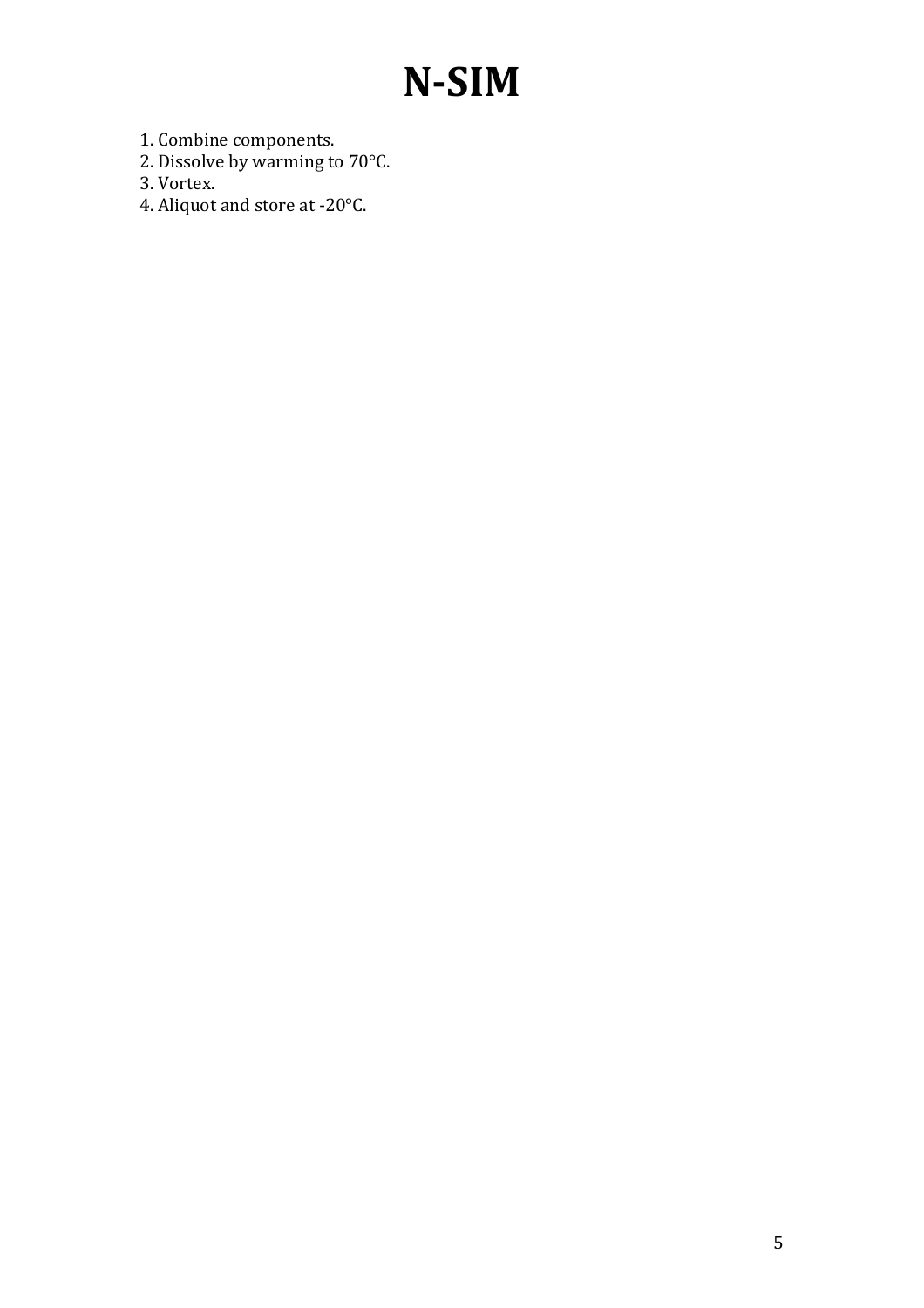# N-SIM

1. Combine components.
2. Dissolve by warming to 70°C.
3. Vortex.
4. Aliquot and store at -20°C.